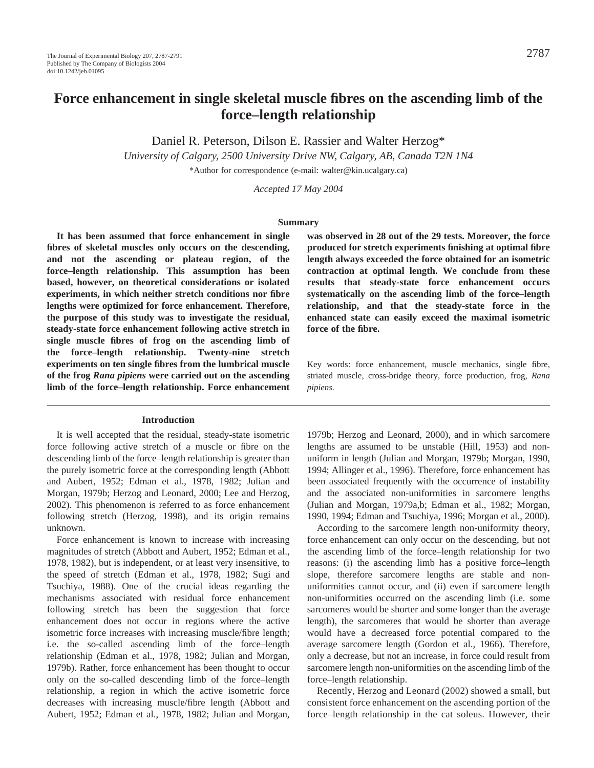# Force enhancement in single skeletal muscle fibres on the ascending limb of the force–length relationship

Daniel R. Peterson, Dilson E. Rassier and Walter Herzog*

*University of Calgary, 2500 University Drive NW, Calgary, AB, Canada T2N 1N4*

*Author for correspondence (e-mail: walter@kin.ucalgary.ca)

*Accepted 17 May 2004*

## Summary

**It has been assumed that force enhancement in single fibres of skeletal muscles only occurs on the descending, and not the ascending or plateau region, of the force–length relationship. This assumption has been based, however, on theoretical considerations or isolated experiments, in which neither stretch conditions nor fibre lengths were optimized for force enhancement. Therefore, the purpose of this study was to investigate the residual, steady-state force enhancement following active stretch in single muscle fibres of frog on the ascending limb of the force–length relationship. Twenty-nine stretch experiments on ten single fibres from the lumbrical muscle of the frog *Rana pipiens* were carried out on the ascending limb of the force–length relationship. Force enhancement was observed in 28 out of the 29 tests. Moreover, the force produced for stretch experiments finishing at optimal fibre length always exceeded the force obtained for an isometric contraction at optimal length. We conclude from these results that steady-state force enhancement occurs systematically on the ascending limb of the force–length relationship, and that the steady-state force in the enhanced state can easily exceed the maximal isometric force of the fibre.**

Key words: force enhancement, muscle mechanics, single fibre, striated muscle, cross-bridge theory, force production, frog, *Rana pipiens.*

## Introduction

It is well accepted that the residual, steady-state isometric force following active stretch of a muscle or fibre on the descending limb of the force–length relationship is greater than the purely isometric force at the corresponding length (Abbott and Aubert, 1952; Edman et al., 1978, 1982; Julian and Morgan, 1979b; Herzog and Leonard, 2000; Lee and Herzog, 2002). This phenomenon is referred to as force enhancement following stretch (Herzog, 1998), and its origin remains unknown.

Force enhancement is known to increase with increasing magnitudes of stretch (Abbott and Aubert, 1952; Edman et al., 1978, 1982), but is independent, or at least very insensitive, to the speed of stretch (Edman et al., 1978, 1982; Sugi and Tsuchiya, 1988). One of the crucial ideas regarding the mechanisms associated with residual force enhancement following stretch has been the suggestion that force enhancement does not occur in regions where the active isometric force increases with increasing muscle/fibre length; i.e. the so-called ascending limb of the force–length relationship (Edman et al., 1978, 1982; Julian and Morgan, 1979b). Rather, force enhancement has been thought to occur only on the so-called descending limb of the force–length relationship, a region in which the active isometric force decreases with increasing muscle/fibre length (Abbott and Aubert, 1952; Edman et al., 1978, 1982; Julian and Morgan, 1979b; Herzog and Leonard, 2000), and in which sarcomere lengths are assumed to be unstable (Hill, 1953) and non-uniform in length (Julian and Morgan, 1979b; Morgan, 1990, 1994; Allinger et al., 1996). Therefore, force enhancement has been associated frequently with the occurrence of instability and the associated non-uniformities in sarcomere lengths (Julian and Morgan, 1979a,b; Edman et al., 1982; Morgan, 1990, 1994; Edman and Tsuchiya, 1996; Morgan et al., 2000).

According to the sarcomere length non-uniformity theory, force enhancement can only occur on the descending, but not the ascending limb of the force–length relationship for two reasons: (i) the ascending limb has a positive force–length slope, therefore sarcomere lengths are stable and non-uniformities cannot occur, and (ii) even if sarcomere length non-uniformities occurred on the ascending limb (i.e. some sarcomeres would be shorter and some longer than the average length), the sarcomeres that would be shorter than average would have a decreased force potential compared to the average sarcomere length (Gordon et al., 1966). Therefore, only a decrease, but not an increase, in force could result from sarcomere length non-uniformities on the ascending limb of the force–length relationship.

Recently, Herzog and Leonard (2002) showed a small, but consistent force enhancement on the ascending portion of the force–length relationship in the cat soleus. However, their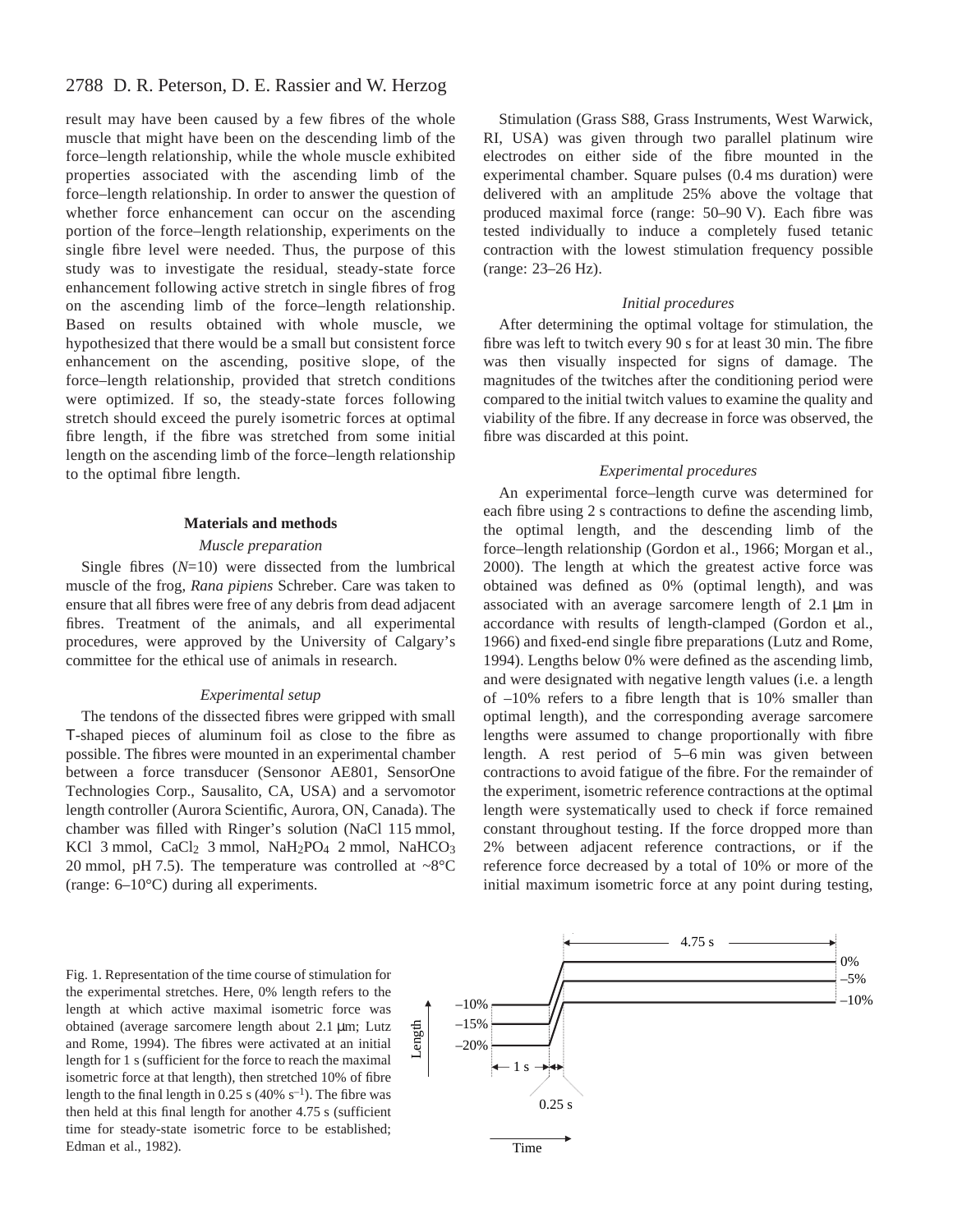result may have been caused by a few fibres of the whole muscle that might have been on the descending limb of the force–length relationship, while the whole muscle exhibited properties associated with the ascending limb of the force–length relationship. In order to answer the question of whether force enhancement can occur on the ascending portion of the force–length relationship, experiments on the single fibre level were needed. Thus, the purpose of this study was to investigate the residual, steady-state force enhancement following active stretch in single fibres of frog on the ascending limb of the force–length relationship. Based on results obtained with whole muscle, we hypothesized that there would be a small but consistent force enhancement on the ascending, positive slope, of the force–length relationship, provided that stretch conditions were optimized. If so, the steady-state forces following stretch should exceed the purely isometric forces at optimal fibre length, if the fibre was stretched from some initial length on the ascending limb of the force–length relationship to the optimal fibre length.

## Materials and methods

### *Muscle preparation*

Single fibres ($N$=10) were dissected from the lumbrical muscle of the frog, *Rana pipiens* Schreber. Care was taken to ensure that all fibres were free of any debris from dead adjacent fibres. Treatment of the animals, and all experimental procedures, were approved by the University of Calgary's committee for the ethical use of animals in research.

### *Experimental setup*

The tendons of the dissected fibres were gripped with small T-shaped pieces of aluminum foil as close to the fibre as possible. The fibres were mounted in an experimental chamber between a force transducer (Sensonor AE801, SensorOne Technologies Corp., Sausalito, CA, USA) and a servomotor length controller (Aurora Scientific, Aurora, ON, Canada). The chamber was filled with Ringer's solution (NaCl 115 mmol, KCl 3 mmol, $CaCl_2$ 3 mmol, $NaH_2PO_4$ 2 mmol, $NaHCO_3$ 20 mmol, pH 7.5). The temperature was controlled at ~8°C (range: 6–10°C) during all experiments.

Stimulation (Grass S88, Grass Instruments, West Warwick, RI, USA) was given through two parallel platinum wire electrodes on either side of the fibre mounted in the experimental chamber. Square pulses (0.4 ms duration) were delivered with an amplitude 25% above the voltage that produced maximal force (range: 50–90 V). Each fibre was tested individually to induce a completely fused tetanic contraction with the lowest stimulation frequency possible (range: 23–26 Hz).

### *Initial procedures*

After determining the optimal voltage for stimulation, the fibre was left to twitch every 90 s for at least 30 min. The fibre was then visually inspected for signs of damage. The magnitudes of the twitches after the conditioning period were compared to the initial twitch values to examine the quality and viability of the fibre. If any decrease in force was observed, the fibre was discarded at this point.

### *Experimental procedures*

An experimental force–length curve was determined for each fibre using 2 s contractions to define the ascending limb, the optimal length, and the descending limb of the force–length relationship (Gordon et al., 1966; Morgan et al., 2000). The length at which the greatest active force was obtained was defined as 0% (optimal length), and was associated with an average sarcomere length of 2.1 µm in accordance with results of length-clamped (Gordon et al., 1966) and fixed-end single fibre preparations (Lutz and Rome, 1994). Lengths below 0% were defined as the ascending limb, and were designated with negative length values (i.e. a length of –10% refers to a fibre length that is 10% smaller than optimal length), and the corresponding average sarcomere lengths were assumed to change proportionally with fibre length. A rest period of 5–6 min was given between contractions to avoid fatigue of the fibre. For the remainder of the experiment, isometric reference contractions at the optimal length were systematically used to check if force remained constant throughout testing. If the force dropped more than 2% between adjacent reference contractions, or if the reference force decreased by a total of 10% or more of the initial maximum isometric force at any point during testing,

Fig. 1. Representation of the time course of stimulation for the experimental stretches. Here, 0% length refers to the length at which active maximal isometric force was obtained (average sarcomere length about 2.1 µm; Lutz and Rome, 1994). The fibres were activated at an initial length for 1 s (sufficient for the force to reach the maximal isometric force at that length), then stretched 10% of fibre length to the final length in 0.25 s (40% $s^{-1}$). The fibre was then held at this final length for another 4.75 s (sufficient time for steady-state isometric force to be established; Edman et al., 1982).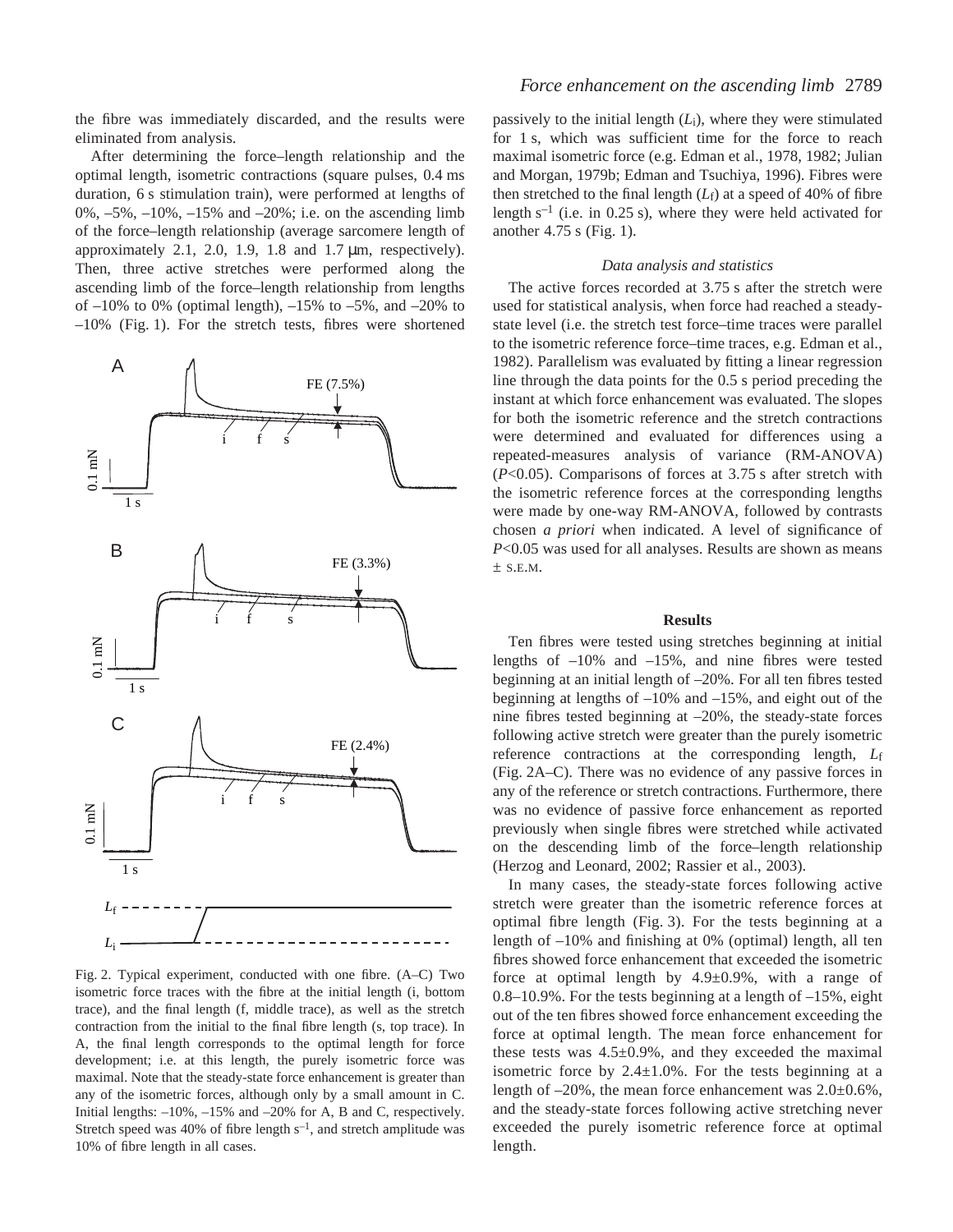the fibre was immediately discarded, and the results were eliminated from analysis.

After determining the force–length relationship and the optimal length, isometric contractions (square pulses, 0.4 ms duration, 6 s stimulation train), were performed at lengths of 0%, –5%, –10%, –15% and –20%; i.e. on the ascending limb of the force–length relationship (average sarcomere length of approximately 2.1, 2.0, 1.9, 1.8 and 1.7 μm, respectively). Then, three active stretches were performed along the ascending limb of the force–length relationship from lengths of –10% to 0% (optimal length), –15% to –5%, and –20% to –10% (Fig. 1). For the stretch tests, fibres were shortened passively to the initial length ($L_i$), where they were stimulated for 1 s, which was sufficient time for the force to reach maximal isometric force (e.g. Edman et al., 1978, 1982; Julian and Morgan, 1979b; Edman and Tsuchiya, 1996). Fibres were then stretched to the final length ($L_f$) at a speed of 40% of fibre length $s^{-1}$ (i.e. in 0.25 s), where they were held activated for another 4.75 s (Fig. 1).

Fig. 2. Typical experiment, conducted with one fibre. (A–C) Two isometric force traces with the fibre at the initial length (i, bottom trace), and the final length (f, middle trace), as well as the stretch contraction from the initial to the final fibre length (s, top trace). In A, the final length corresponds to the optimal length for force development; i.e. at this length, the purely isometric force was maximal. Note that the steady-state force enhancement is greater than any of the isometric forces, although only by a small amount in C. Initial lengths: –10%, –15% and –20% for A, B and C, respectively. Stretch speed was 40% of fibre length $s^{-1}$, and stretch amplitude was 10% of fibre length in all cases.

### Data analysis and statistics

The active forces recorded at 3.75 s after the stretch were used for statistical analysis, when force had reached a steady-state level (i.e. the stretch test force–time traces were parallel to the isometric reference force–time traces, e.g. Edman et al., 1982). Parallelism was evaluated by fitting a linear regression line through the data points for the 0.5 s period preceding the instant at which force enhancement was evaluated. The slopes for both the isometric reference and the stretch contractions were determined and evaluated for differences using a repeated-measures analysis of variance (RM-ANOVA) ($P<0.05$). Comparisons of forces at 3.75 s after stretch with the isometric reference forces at the corresponding lengths were made by one-way RM-ANOVA, followed by contrasts chosen *a priori* when indicated. A level of significance of $P<0.05$ was used for all analyses. Results are shown as means ± S.E.M.

## Results

Ten fibres were tested using stretches beginning at initial lengths of –10% and –15%, and nine fibres were tested beginning at an initial length of –20%. For all ten fibres tested beginning at lengths of –10% and –15%, and eight out of the nine fibres tested beginning at –20%, the steady-state forces following active stretch were greater than the purely isometric reference contractions at the corresponding length, $L_f$ (Fig. 2A–C). There was no evidence of any passive forces in any of the reference or stretch contractions. Furthermore, there was no evidence of passive force enhancement as reported previously when single fibres were stretched while activated on the descending limb of the force–length relationship (Herzog and Leonard, 2002; Rassier et al., 2003).

In many cases, the steady-state forces following active stretch were greater than the isometric reference forces at optimal fibre length (Fig. 3). For the tests beginning at a length of –10% and finishing at 0% (optimal) length, all ten fibres showed force enhancement that exceeded the isometric force at optimal length by 4.9±0.9%, with a range of 0.8–10.9%. For the tests beginning at a length of –15%, eight out of the ten fibres showed force enhancement exceeding the force at optimal length. The mean force enhancement for these tests was 4.5±0.9%, and they exceeded the maximal isometric force by 2.4±1.0%. For the tests beginning at a length of –20%, the mean force enhancement was 2.0±0.6%, and the steady-state forces following active stretching never exceeded the purely isometric reference force at optimal length.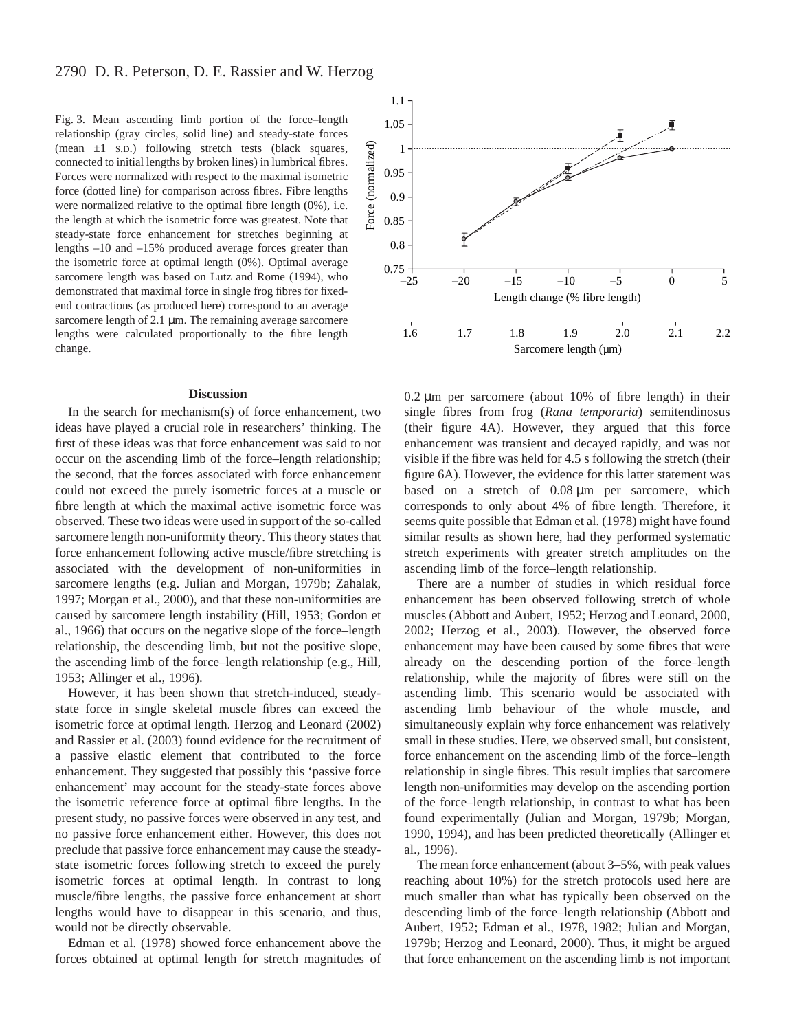Fig. 3. Mean ascending limb portion of the force–length relationship (gray circles, solid line) and steady-state forces (mean ±1 S.D.) following stretch tests (black squares, connected to initial lengths by broken lines) in lumbrical fibres. Forces were normalized with respect to the maximal isometric force (dotted line) for comparison across fibres. Fibre lengths were normalized relative to the optimal fibre length (0%), i.e. the length at which the isometric force was greatest. Note that steady-state force enhancement for stretches beginning at lengths –10 and –15% produced average forces greater than the isometric force at optimal length (0%). Optimal average sarcomere length was based on Lutz and Rome (1994), who demonstrated that maximal force in single frog fibres for fixed-end contractions (as produced here) correspond to an average sarcomere length of 2.1 μm. The remaining average sarcomere lengths were calculated proportionally to the fibre length change.

### Discussion

In the search for mechanism(s) of force enhancement, two ideas have played a crucial role in researchers' thinking. The first of these ideas was that force enhancement was said to not occur on the ascending limb of the force–length relationship; the second, that the forces associated with force enhancement could not exceed the purely isometric forces at a muscle or fibre length at which the maximal active isometric force was observed. These two ideas were used in support of the so-called sarcomere length non-uniformity theory. This theory states that force enhancement following active muscle/fibre stretching is associated with the development of non-uniformities in sarcomere lengths (e.g. Julian and Morgan, 1979b; Zahalak, 1997; Morgan et al., 2000), and that these non-uniformities are caused by sarcomere length instability (Hill, 1953; Gordon et al., 1966) that occurs on the negative slope of the force–length relationship, the descending limb, but not the positive slope, the ascending limb of the force–length relationship (e.g., Hill, 1953; Allinger et al., 1996).

However, it has been shown that stretch-induced, steady-state force in single skeletal muscle fibres can exceed the isometric force at optimal length. Herzog and Leonard (2002) and Rassier et al. (2003) found evidence for the recruitment of a passive elastic element that contributed to the force enhancement. They suggested that possibly this 'passive force enhancement' may account for the steady-state forces above the isometric reference force at optimal fibre lengths. In the present study, no passive forces were observed in any test, and no passive force enhancement either. However, this does not preclude that passive force enhancement may cause the steady-state isometric forces following stretch to exceed the purely isometric forces at optimal length. In contrast to long muscle/fibre lengths, the passive force enhancement at short lengths would have to disappear in this scenario, and thus, would not be directly observable.

Edman et al. (1978) showed force enhancement above the forces obtained at optimal length for stretch magnitudes of 0.2 μm per sarcomere (about 10% of fibre length) in their single fibres from frog (*Rana temporaria*) semitendinosus (their figure 4A). However, they argued that this force enhancement was transient and decayed rapidly, and was not visible if the fibre was held for 4.5 s following the stretch (their figure 6A). However, the evidence for this latter statement was based on a stretch of 0.08 μm per sarcomere, which corresponds to only about 4% of fibre length. Therefore, it seems quite possible that Edman et al. (1978) might have found similar results as shown here, had they performed systematic stretch experiments with greater stretch amplitudes on the ascending limb of the force–length relationship.

There are a number of studies in which residual force enhancement has been observed following stretch of whole muscles (Abbott and Aubert, 1952; Herzog and Leonard, 2000, 2002; Herzog et al., 2003). However, the observed force enhancement may have been caused by some fibres that were already on the descending portion of the force–length relationship, while the majority of fibres were still on the ascending limb. This scenario would be associated with ascending limb behaviour of the whole muscle, and simultaneously explain why force enhancement was relatively small in these studies. Here, we observed small, but consistent, force enhancement on the ascending limb of the force–length relationship in single fibres. This result implies that sarcomere length non-uniformities may develop on the ascending portion of the force–length relationship, in contrast to what has been found experimentally (Julian and Morgan, 1979b; Morgan, 1990, 1994), and has been predicted theoretically (Allinger et al., 1996).

The mean force enhancement (about 3–5%, with peak values reaching about 10%) for the stretch protocols used here are much smaller than what has typically been observed on the descending limb of the force–length relationship (Abbott and Aubert, 1952; Edman et al., 1978, 1982; Julian and Morgan, 1979b; Herzog and Leonard, 2000). Thus, it might be argued that force enhancement on the ascending limb is not important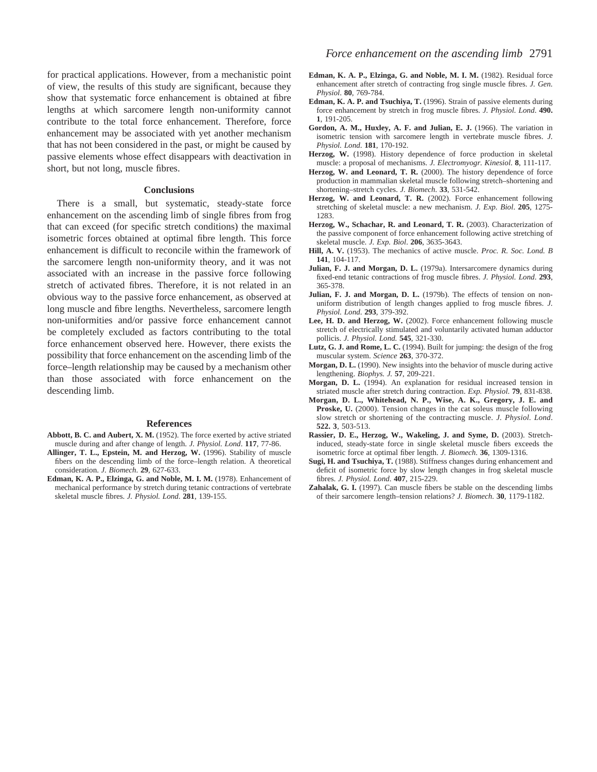for practical applications. However, from a mechanistic point of view, the results of this study are significant, because they show that systematic force enhancement is obtained at fibre lengths at which sarcomere length non-uniformity cannot contribute to the total force enhancement. Therefore, force enhancement may be associated with yet another mechanism that has not been considered in the past, or might be caused by passive elements whose effect disappears with deactivation in short, but not long, muscle fibres.

## Conclusions

There is a small, but systematic, steady-state force enhancement on the ascending limb of single fibres from frog that can exceed (for specific stretch conditions) the maximal isometric forces obtained at optimal fibre length. This force enhancement is difficult to reconcile within the framework of the sarcomere length non-uniformity theory, and it was not associated with an increase in the passive force following stretch of activated fibres. Therefore, it is not related in an obvious way to the passive force enhancement, as observed at long muscle and fibre lengths. Nevertheless, sarcomere length non-uniformities and/or passive force enhancement cannot be completely excluded as factors contributing to the total force enhancement observed here. However, there exists the possibility that force enhancement on the ascending limb of the force–length relationship may be caused by a mechanism other than those associated with force enhancement on the descending limb.

## References

**Abbott, B. C. and Aubert, X. M.** (1952). The force exerted by active striated muscle during and after change of length. *J. Physiol. Lond.* **117**, 77-86.

**Allinger, T. L., Epstein, M. and Herzog, W.** (1996). Stability of muscle fibers on the descending limb of the force–length relation. A theoretical consideration. *J. Biomech.* **29**, 627-633.

**Edman, K. A. P., Elzinga, G. and Noble, M. I. M.** (1978). Enhancement of mechanical performance by stretch during tetanic contractions of vertebrate skeletal muscle fibres. *J. Physiol. Lond.* **281**, 139-155.

**Edman, K. A. P., Elzinga, G. and Noble, M. I. M.** (1982). Residual force enhancement after stretch of contracting frog single muscle fibres. *J. Gen. Physiol.* **80**, 769-784.

**Edman, K. A. P. and Tsuchiya, T.** (1996). Strain of passive elements during force enhancement by stretch in frog muscle fibres. *J. Physiol. Lond.* **490. 1**, 191-205.

**Gordon, A. M., Huxley, A. F. and Julian, E. J.** (1966). The variation in isometric tension with sarcomere length in vertebrate muscle fibres. *J. Physiol. Lond.* **181**, 170-192.

**Herzog, W.** (1998). History dependence of force production in skeletal muscle: a proposal of mechanisms. *J. Electromyogr. Kinesiol.* **8**, 111-117.

**Herzog, W. and Leonard, T. R.** (2000). The history dependence of force production in mammalian skeletal muscle following stretch–shortening and shortening–stretch cycles. *J. Biomech.* **33**, 531-542.

**Herzog, W. and Leonard, T. R.** (2002). Force enhancement following stretching of skeletal muscle: a new mechanism. *J. Exp. Biol.* **205**, 1275-1283.

**Herzog, W., Schachar, R. and Leonard, T. R.** (2003). Characterization of the passive component of force enhancement following active stretching of skeletal muscle. *J. Exp. Biol.* **206**, 3635-3643.

**Hill, A. V.** (1953). The mechanics of active muscle. *Proc. R. Soc. Lond. B* **141**, 104-117.

**Julian, F. J. and Morgan, D. L.** (1979a). Intersarcomere dynamics during fixed-end tetanic contractions of frog muscle fibres. *J. Physiol. Lond.* **293**, 365-378.

**Julian, F. J. and Morgan, D. L.** (1979b). The effects of tension on non-uniform distribution of length changes applied to frog muscle fibres. *J. Physiol. Lond.* **293**, 379-392.

**Lee, H. D. and Herzog, W.** (2002). Force enhancement following muscle stretch of electrically stimulated and voluntarily activated human adductor pollicis. *J. Physiol. Lond.* **545**, 321-330.

**Lutz, G. J. and Rome, L. C.** (1994). Built for jumping: the design of the frog muscular system. *Science* **263**, 370-372.

**Morgan, D. L.** (1990). New insights into the behavior of muscle during active lengthening. *Biophys. J.* **57**, 209-221.

**Morgan, D. L.** (1994). An explanation for residual increased tension in striated muscle after stretch during contraction. *Exp. Physiol.* **79**, 831-838.

**Morgan, D. L., Whitehead, N. P., Wise, A. K., Gregory, J. E. and Proske, U.** (2000). Tension changes in the cat soleus muscle following slow stretch or shortening of the contracting muscle. *J. Physiol. Lond.* **522. 3**, 503-513.

**Rassier, D. E., Herzog, W., Wakeling, J. and Syme, D.** (2003). Stretch-induced, steady-state force in single skeletal muscle fibers exceeds the isometric force at optimal fiber length. *J. Biomech.* **36**, 1309-1316.

**Sugi, H. and Tsuchiya, T.** (1988). Stiffness changes during enhancement and deficit of isometric force by slow length changes in frog skeletal muscle fibres. *J. Physiol. Lond.* **407**, 215-229.

**Zahalak, G. I.** (1997). Can muscle fibers be stable on the descending limbs of their sarcomere length–tension relations? *J. Biomech.* **30**, 1179-1182.